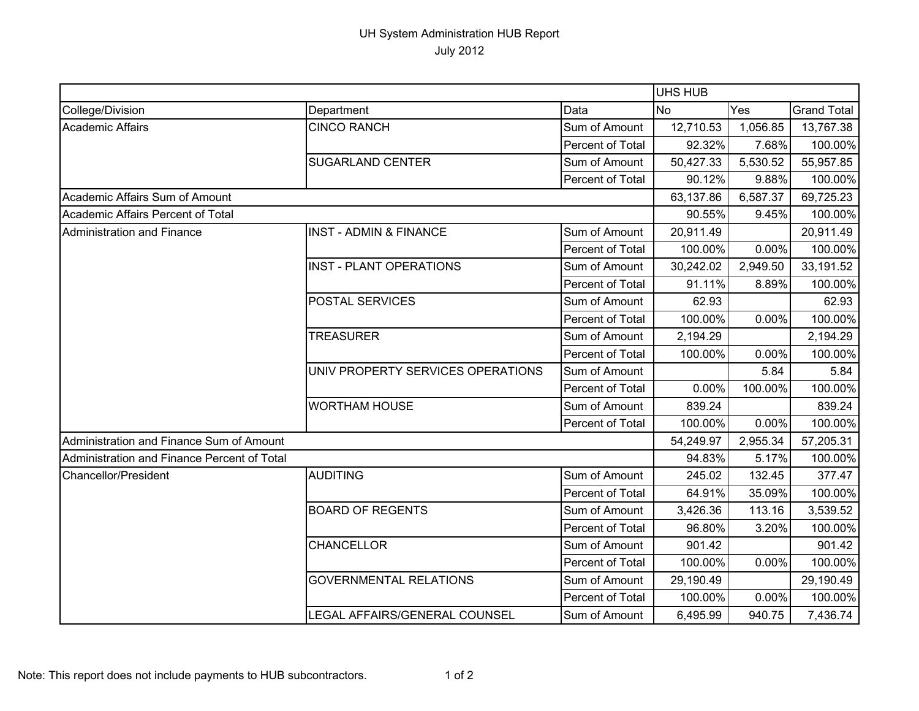# UH System Administration HUB Report

July 2012

| | | | UHS HUB | | |
|---|---|---|---|---|---|
| College/Division | Department | Data | No | Yes | Grand Total |
| Academic Affairs | CINCO RANCH | Sum of Amount | 12,710.53 | 1,056.85 | 13,767.38 |
| | | Percent of Total | 92.32% | 7.68% | 100.00% |
| | SUGARLAND CENTER | Sum of Amount | 50,427.33 | 5,530.52 | 55,957.85 |
| | | Percent of Total | 90.12% | 9.88% | 100.00% |
| Academic Affairs Sum of Amount | | | 63,137.86 | 6,587.37 | 69,725.23 |
| Academic Affairs Percent of Total | | | 90.55% | 9.45% | 100.00% |
| Administration and Finance | INST - ADMIN & FINANCE | Sum of Amount | 20,911.49 | | 20,911.49 |
| | | Percent of Total | 100.00% | 0.00% | 100.00% |
| | INST - PLANT OPERATIONS | Sum of Amount | 30,242.02 | 2,949.50 | 33,191.52 |
| | | Percent of Total | 91.11% | 8.89% | 100.00% |
| | POSTAL SERVICES | Sum of Amount | 62.93 | | 62.93 |
| | | Percent of Total | 100.00% | 0.00% | 100.00% |
| | TREASURER | Sum of Amount | 2,194.29 | | 2,194.29 |
| | | Percent of Total | 100.00% | 0.00% | 100.00% |
| | UNIV PROPERTY SERVICES OPERATIONS | Sum of Amount | | 5.84 | 5.84 |
| | | Percent of Total | 0.00% | 100.00% | 100.00% |
| | WORTHAM HOUSE | Sum of Amount | 839.24 | | 839.24 |
| | | Percent of Total | 100.00% | 0.00% | 100.00% |
| Administration and Finance Sum of Amount | | | 54,249.97 | 2,955.34 | 57,205.31 |
| Administration and Finance Percent of Total | | | 94.83% | 5.17% | 100.00% |
| Chancellor/President | AUDITING | Sum of Amount | 245.02 | 132.45 | 377.47 |
| | | Percent of Total | 64.91% | 35.09% | 100.00% |
| | BOARD OF REGENTS | Sum of Amount | 3,426.36 | 113.16 | 3,539.52 |
| | | Percent of Total | 96.80% | 3.20% | 100.00% |
| | CHANCELLOR | Sum of Amount | 901.42 | | 901.42 |
| | | Percent of Total | 100.00% | 0.00% | 100.00% |
| | GOVERNMENTAL RELATIONS | Sum of Amount | 29,190.49 | | 29,190.49 |
| | | Percent of Total | 100.00% | 0.00% | 100.00% |
| | LEGAL AFFAIRS/GENERAL COUNSEL | Sum of Amount | 6,495.99 | 940.75 | 7,436.74 |

Note: This report does not include payments to HUB subcontractors.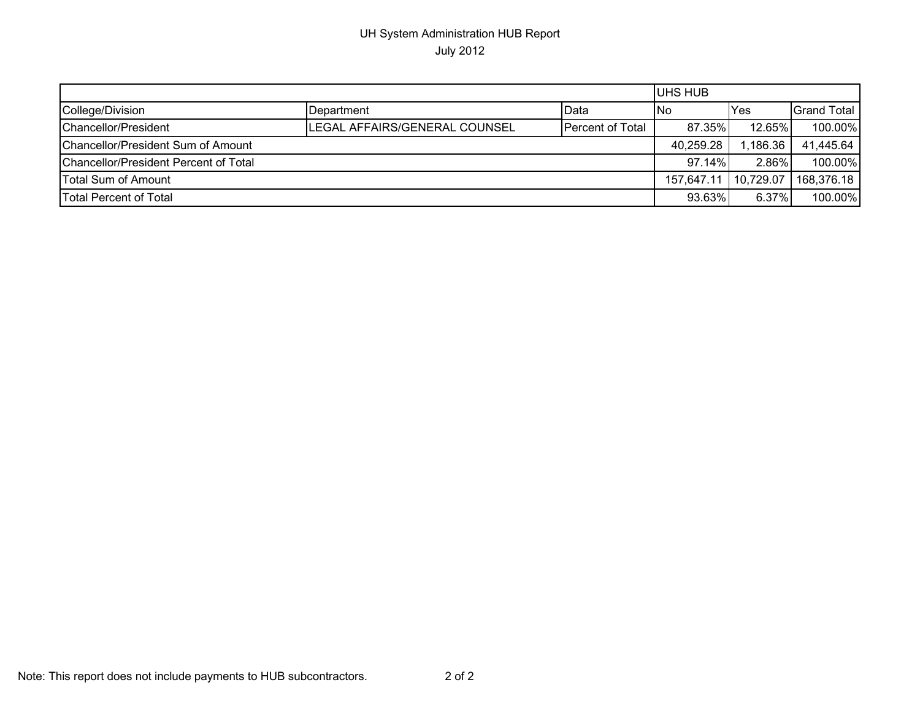UH System Administration HUB Report

July 2012

| | | | UHS HUB | | |
|---|---|---|---|---|---|
| College/Division | Department | Data | No | Yes | Grand Total |
| Chancellor/President | LEGAL AFFAIRS/GENERAL COUNSEL | Percent of Total | 87.35% | 12.65% | 100.00% |
| Chancellor/President Sum of Amount | | | 40,259.28 | 1,186.36 | 41,445.64 |
| Chancellor/President Percent of Total | | | 97.14% | 2.86% | 100.00% |
| Total Sum of Amount | | | 157,647.11 | 10,729.07 | 168,376.18 |
| Total Percent of Total | | | 93.63% | 6.37% | 100.00% |

Note: This report does not include payments to HUB subcontractors.